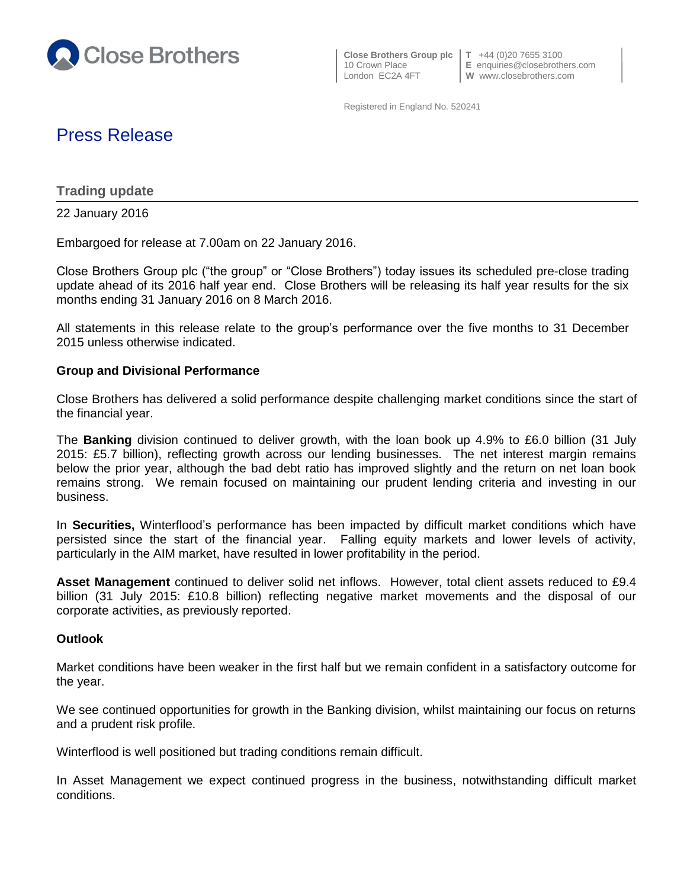Close Brothers

**Close Brothers Group plc**
10 Crown Place
London EC2A 4FT

**T** +44 (0)20 7655 3100
**E** enquiries@closebrothers.com
**W** www.closebrothers.com

Registered in England No. 520241

# Press Release

## Trading update

22 January 2016

Embargoed for release at 7.00am on 22 January 2016.

Close Brothers Group plc ("the group" or "Close Brothers") today issues its scheduled pre-close trading update ahead of its 2016 half year end. Close Brothers will be releasing its half year results for the six months ending 31 January 2016 on 8 March 2016.

All statements in this release relate to the group's performance over the five months to 31 December 2015 unless otherwise indicated.

### Group and Divisional Performance

Close Brothers has delivered a solid performance despite challenging market conditions since the start of the financial year.

The **Banking** division continued to deliver growth, with the loan book up 4.9% to £6.0 billion (31 July 2015: £5.7 billion), reflecting growth across our lending businesses. The net interest margin remains below the prior year, although the bad debt ratio has improved slightly and the return on net loan book remains strong. We remain focused on maintaining our prudent lending criteria and investing in our business.

In **Securities,** Winterflood's performance has been impacted by difficult market conditions which have persisted since the start of the financial year. Falling equity markets and lower levels of activity, particularly in the AIM market, have resulted in lower profitability in the period.

**Asset Management** continued to deliver solid net inflows. However, total client assets reduced to £9.4 billion (31 July 2015: £10.8 billion) reflecting negative market movements and the disposal of our corporate activities, as previously reported.

### Outlook

Market conditions have been weaker in the first half but we remain confident in a satisfactory outcome for the year.

We see continued opportunities for growth in the Banking division, whilst maintaining our focus on returns and a prudent risk profile.

Winterflood is well positioned but trading conditions remain difficult.

In Asset Management we expect continued progress in the business, notwithstanding difficult market conditions.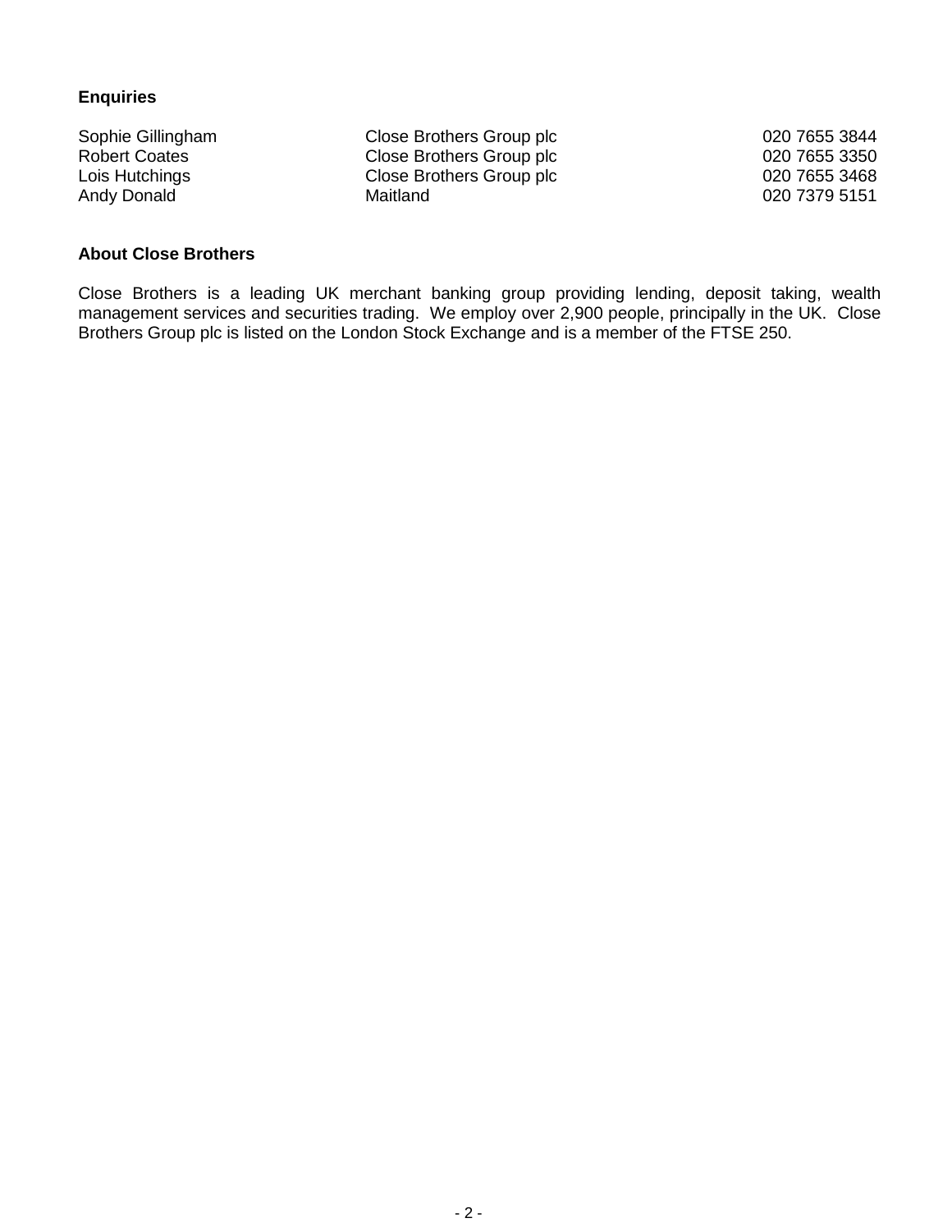### Enquiries

| | | |
|---|---|---|
| Sophie Gillingham | Close Brothers Group plc | 020 7655 3844 |
| Robert Coates | Close Brothers Group plc | 020 7655 3350 |
| Lois Hutchings | Close Brothers Group plc | 020 7655 3468 |
| Andy Donald | Maitland | 020 7379 5151 |

### About Close Brothers

Close Brothers is a leading UK merchant banking group providing lending, deposit taking, wealth management services and securities trading. We employ over 2,900 people, principally in the UK. Close Brothers Group plc is listed on the London Stock Exchange and is a member of the FTSE 250.